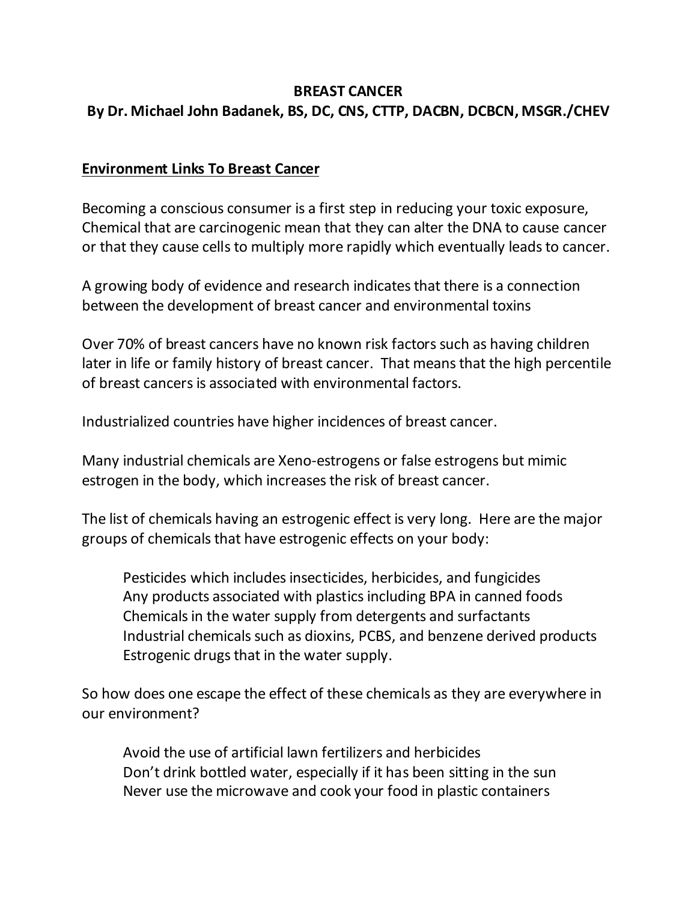**BREAST CANCER**

**By Dr. Michael John Badanek, BS, DC, CNS, CTTP, DACBN, DCBCN, MSGR./CHEV**

**Environment Links To Breast Cancer**

Becoming a conscious consumer is a first step in reducing your toxic exposure, Chemical that are carcinogenic mean that they can alter the DNA to cause cancer or that they cause cells to multiply more rapidly which eventually leads to cancer.

A growing body of evidence and research indicates that there is a connection between the development of breast cancer and environmental toxins

Over 70% of breast cancers have no known risk factors such as having children later in life or family history of breast cancer. That means that the high percentile of breast cancers is associated with environmental factors.

Industrialized countries have higher incidences of breast cancer.

Many industrial chemicals are Xeno-estrogens or false estrogens but mimic estrogen in the body, which increases the risk of breast cancer.

The list of chemicals having an estrogenic effect is very long. Here are the major groups of chemicals that have estrogenic effects on your body:

- Pesticides which includes insecticides, herbicides, and fungicides
- Any products associated with plastics including BPA in canned foods
- Chemicals in the water supply from detergents and surfactants
- Industrial chemicals such as dioxins, PCBS, and benzene derived products
- Estrogenic drugs that in the water supply.

So how does one escape the effect of these chemicals as they are everywhere in our environment?

- Avoid the use of artificial lawn fertilizers and herbicides
- Don't drink bottled water, especially if it has been sitting in the sun
- Never use the microwave and cook your food in plastic containers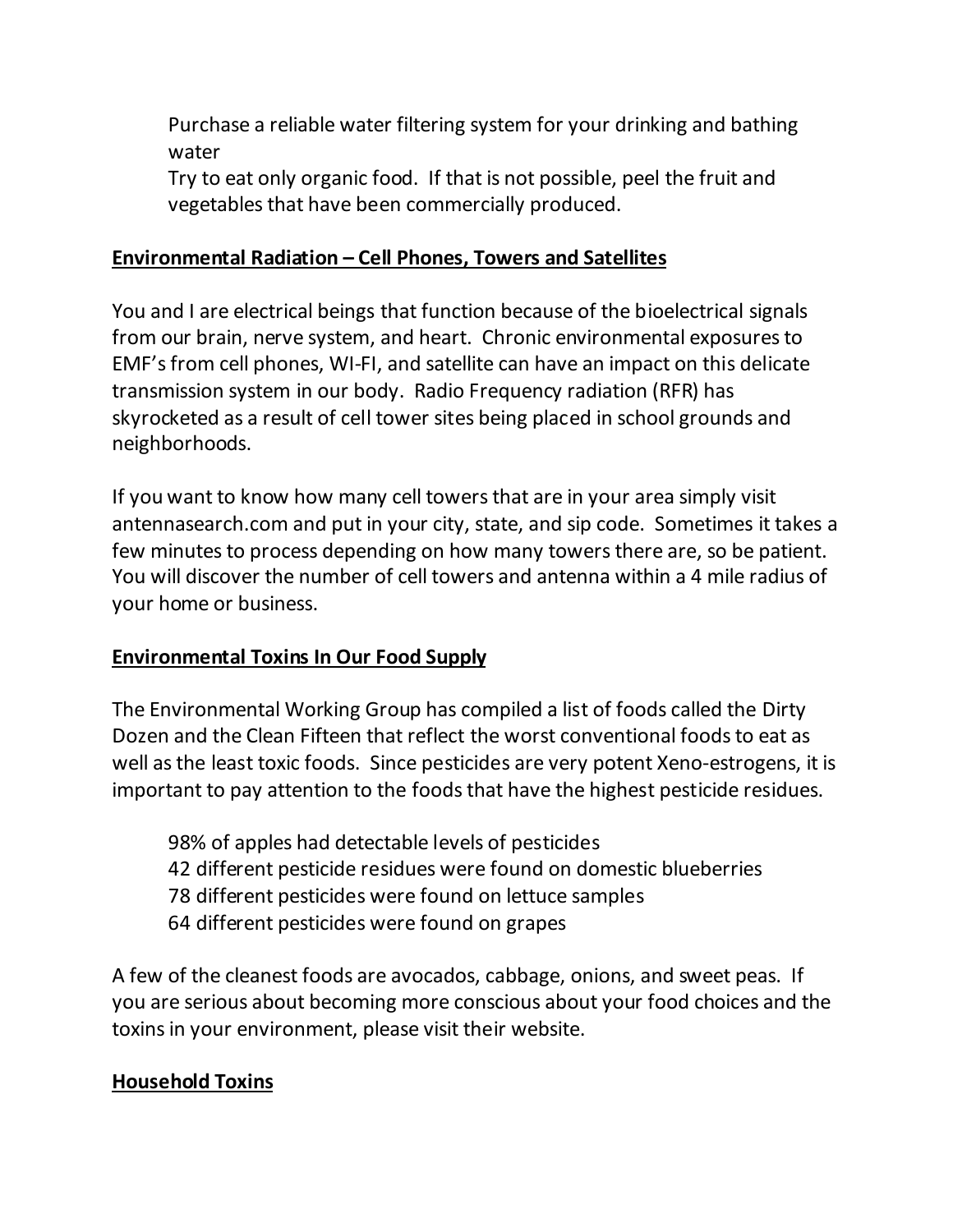Purchase a reliable water filtering system for your drinking and bathing water
Try to eat only organic food. If that is not possible, peel the fruit and vegetables that have been commercially produced.

**Environmental Radiation – Cell Phones, Towers and Satellites**

You and I are electrical beings that function because of the bioelectrical signals from our brain, nerve system, and heart. Chronic environmental exposures to EMF's from cell phones, WI-FI, and satellite can have an impact on this delicate transmission system in our body. Radio Frequency radiation (RFR) has skyrocketed as a result of cell tower sites being placed in school grounds and neighborhoods.

If you want to know how many cell towers that are in your area simply visit antennasearch.com and put in your city, state, and sip code. Sometimes it takes a few minutes to process depending on how many towers there are, so be patient. You will discover the number of cell towers and antenna within a 4 mile radius of your home or business.

**Environmental Toxins In Our Food Supply**

The Environmental Working Group has compiled a list of foods called the Dirty Dozen and the Clean Fifteen that reflect the worst conventional foods to eat as well as the least toxic foods. Since pesticides are very potent Xeno-estrogens, it is important to pay attention to the foods that have the highest pesticide residues.

98% of apples had detectable levels of pesticides
42 different pesticide residues were found on domestic blueberries
78 different pesticides were found on lettuce samples
64 different pesticides were found on grapes

A few of the cleanest foods are avocados, cabbage, onions, and sweet peas. If you are serious about becoming more conscious about your food choices and the toxins in your environment, please visit their website.

**Household Toxins**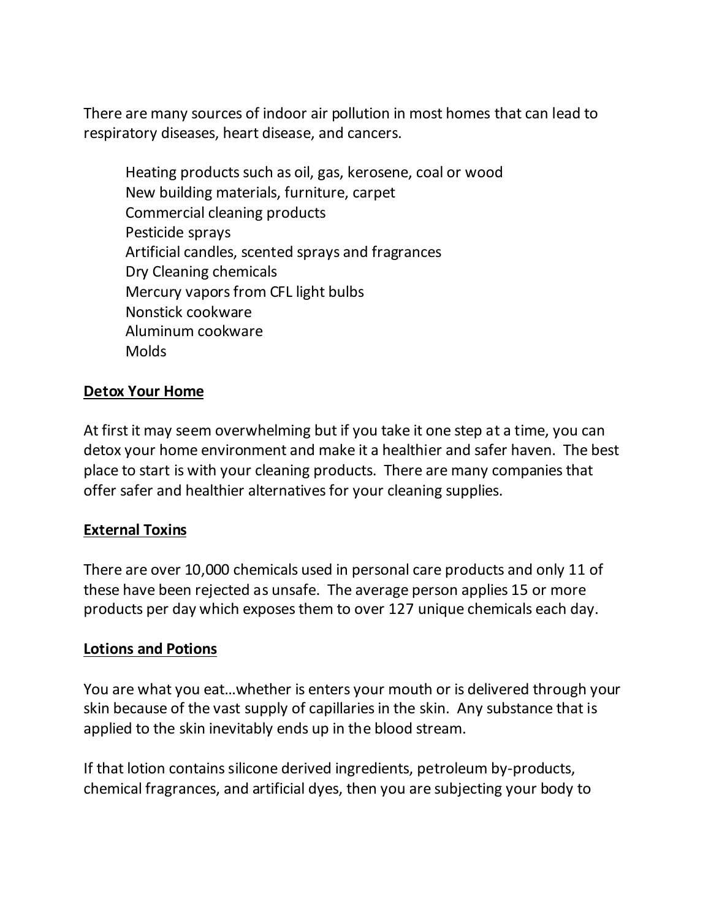There are many sources of indoor air pollution in most homes that can lead to respiratory diseases, heart disease, and cancers.

Heating products such as oil, gas, kerosene, coal or wood
New building materials, furniture, carpet
Commercial cleaning products
Pesticide sprays
Artificial candles, scented sprays and fragrances
Dry Cleaning chemicals
Mercury vapors from CFL light bulbs
Nonstick cookware
Aluminum cookware
Molds

## Detox Your Home

At first it may seem overwhelming but if you take it one step at a time, you can detox your home environment and make it a healthier and safer haven. The best place to start is with your cleaning products. There are many companies that offer safer and healthier alternatives for your cleaning supplies.

## External Toxins

There are over 10,000 chemicals used in personal care products and only 11 of these have been rejected as unsafe. The average person applies 15 or more products per day which exposes them to over 127 unique chemicals each day.

## Lotions and Potions

You are what you eat…whether is enters your mouth or is delivered through your skin because of the vast supply of capillaries in the skin. Any substance that is applied to the skin inevitably ends up in the blood stream.

If that lotion contains silicone derived ingredients, petroleum by-products, chemical fragrances, and artificial dyes, then you are subjecting your body to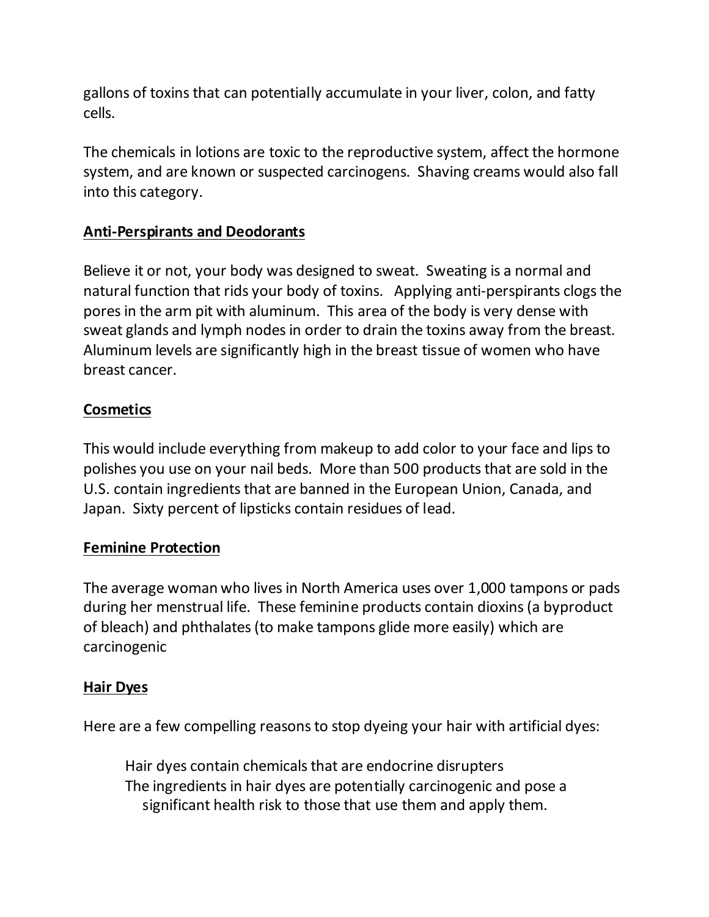gallons of toxins that can potentially accumulate in your liver, colon, and fatty cells.

The chemicals in lotions are toxic to the reproductive system, affect the hormone system, and are known or suspected carcinogens. Shaving creams would also fall into this category.

**Anti-Perspirants and Deodorants**

Believe it or not, your body was designed to sweat. Sweating is a normal and natural function that rids your body of toxins. Applying anti-perspirants clogs the pores in the arm pit with aluminum. This area of the body is very dense with sweat glands and lymph nodes in order to drain the toxins away from the breast. Aluminum levels are significantly high in the breast tissue of women who have breast cancer.

**Cosmetics**

This would include everything from makeup to add color to your face and lips to polishes you use on your nail beds. More than 500 products that are sold in the U.S. contain ingredients that are banned in the European Union, Canada, and Japan. Sixty percent of lipsticks contain residues of lead.

**Feminine Protection**

The average woman who lives in North America uses over 1,000 tampons or pads during her menstrual life. These feminine products contain dioxins (a byproduct of bleach) and phthalates (to make tampons glide more easily) which are carcinogenic

**Hair Dyes**

Here are a few compelling reasons to stop dyeing your hair with artificial dyes:

- Hair dyes contain chemicals that are endocrine disrupters
- The ingredients in hair dyes are potentially carcinogenic and pose a significant health risk to those that use them and apply them.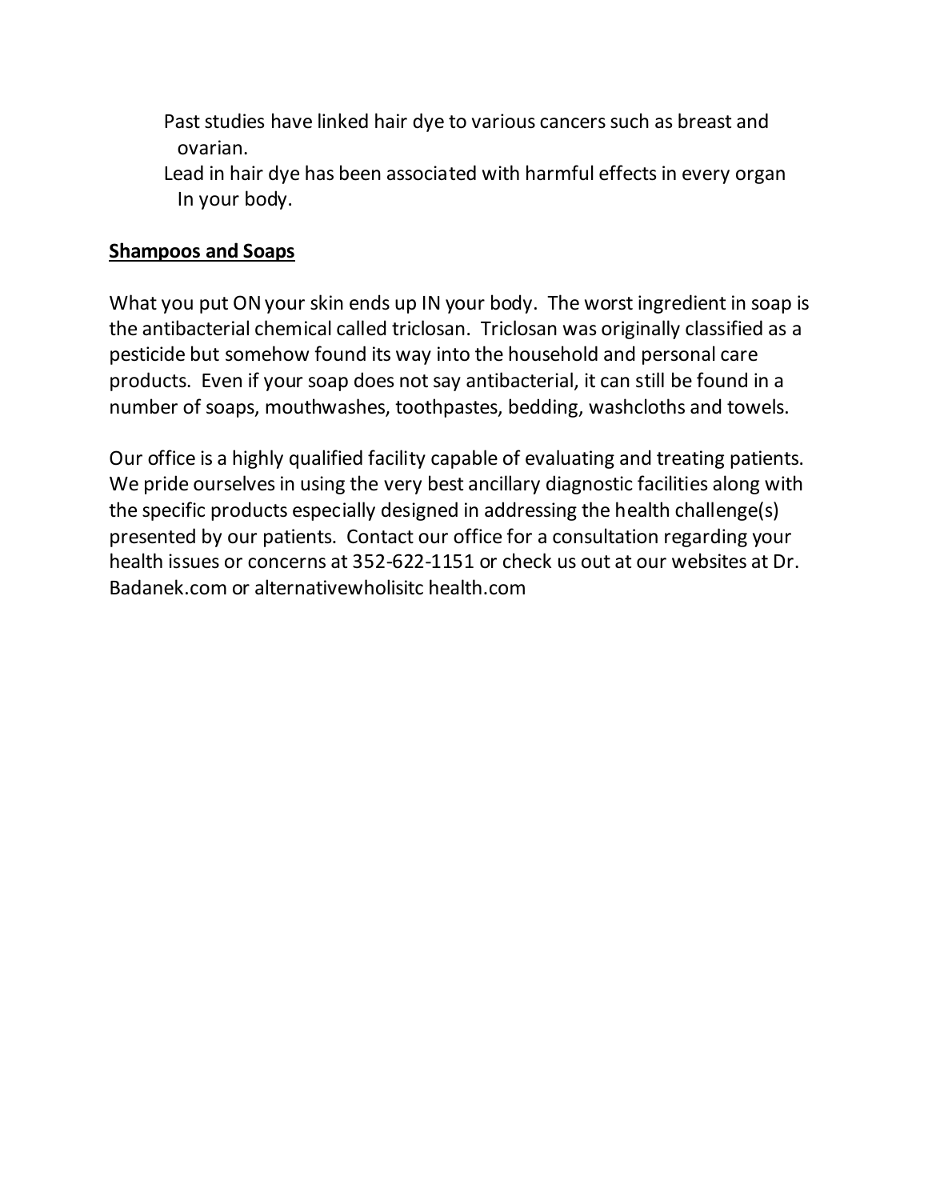Past studies have linked hair dye to various cancers such as breast and ovarian.

Lead in hair dye has been associated with harmful effects in every organ In your body.

**Shampoos and Soaps**

What you put ON your skin ends up IN your body. The worst ingredient in soap is the antibacterial chemical called triclosan. Triclosan was originally classified as a pesticide but somehow found its way into the household and personal care products. Even if your soap does not say antibacterial, it can still be found in a number of soaps, mouthwashes, toothpastes, bedding, washcloths and towels.

Our office is a highly qualified facility capable of evaluating and treating patients. We pride ourselves in using the very best ancillary diagnostic facilities along with the specific products especially designed in addressing the health challenge(s) presented by our patients. Contact our office for a consultation regarding your health issues or concerns at 352-622-1151 or check us out at our websites at Dr. Badanek.com or alternativewholisitc health.com